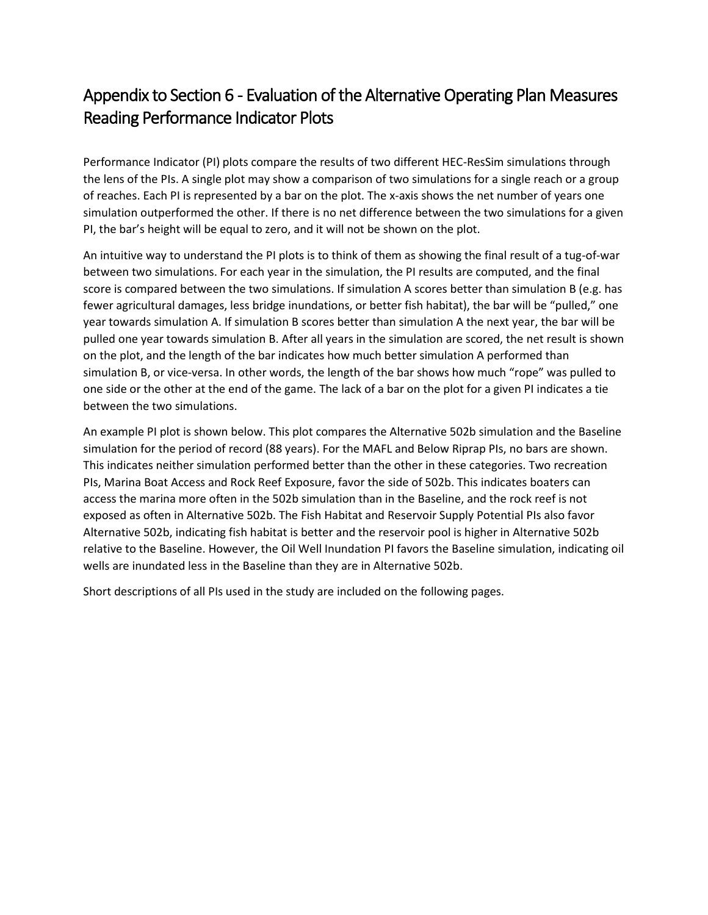# Appendix to Section 6 - Evaluation of the Alternative Operating Plan Measures Reading Performance Indicator Plots

Performance Indicator (PI) plots compare the results of two different HEC-ResSim simulations through the lens of the PIs. A single plot may show a comparison of two simulations for a single reach or a group of reaches. Each PI is represented by a bar on the plot. The x-axis shows the net number of years one simulation outperformed the other. If there is no net difference between the two simulations for a given PI, the bar's height will be equal to zero, and it will not be shown on the plot.

An intuitive way to understand the PI plots is to think of them as showing the final result of a tug-of-war between two simulations. For each year in the simulation, the PI results are computed, and the final score is compared between the two simulations. If simulation A scores better than simulation B (e.g. has fewer agricultural damages, less bridge inundations, or better fish habitat), the bar will be "pulled," one year towards simulation A. If simulation B scores better than simulation A the next year, the bar will be pulled one year towards simulation B. After all years in the simulation are scored, the net result is shown on the plot, and the length of the bar indicates how much better simulation A performed than simulation B, or vice-versa. In other words, the length of the bar shows how much "rope" was pulled to one side or the other at the end of the game. The lack of a bar on the plot for a given PI indicates a tie between the two simulations.

An example PI plot is shown below. This plot compares the Alternative 502b simulation and the Baseline simulation for the period of record (88 years). For the MAFL and Below Riprap PIs, no bars are shown. This indicates neither simulation performed better than the other in these categories. Two recreation PIs, Marina Boat Access and Rock Reef Exposure, favor the side of 502b. This indicates boaters can access the marina more often in the 502b simulation than in the Baseline, and the rock reef is not exposed as often in Alternative 502b. The Fish Habitat and Reservoir Supply Potential PIs also favor Alternative 502b, indicating fish habitat is better and the reservoir pool is higher in Alternative 502b relative to the Baseline. However, the Oil Well Inundation PI favors the Baseline simulation, indicating oil wells are inundated less in the Baseline than they are in Alternative 502b.

Short descriptions of all PIs used in the study are included on the following pages.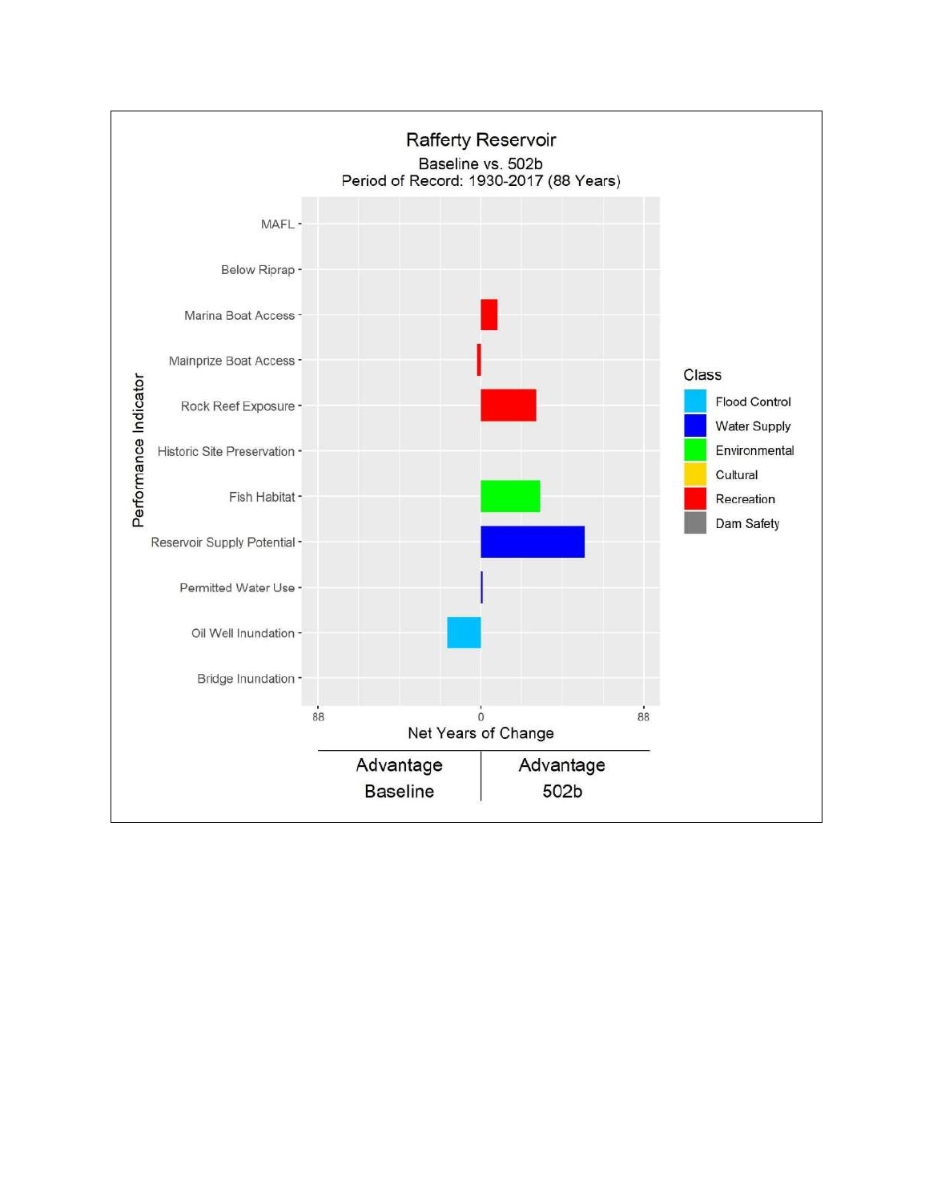# Rafferty Reservoir

Baseline vs. 502b

Period of Record: 1930-2017 (88 Years)

Performance Indicator:

- MAFL
- Below Riprap
- Marina Boat Access
- Mainprize Boat Access
- Rock Reef Exposure
- Historic Site Preservation
- Fish Habitat
- Reservoir Supply Potential
- Permitted Water Use
- Oil Well Inundation
- Bridge Inundation

Net Years of Change: 88 | 0 | 88

| Advantage Baseline | Advantage 502b |
|---|---|

Class:

- Flood Control
- Water Supply
- Environmental
- Cultural
- Recreation
- Dam Safety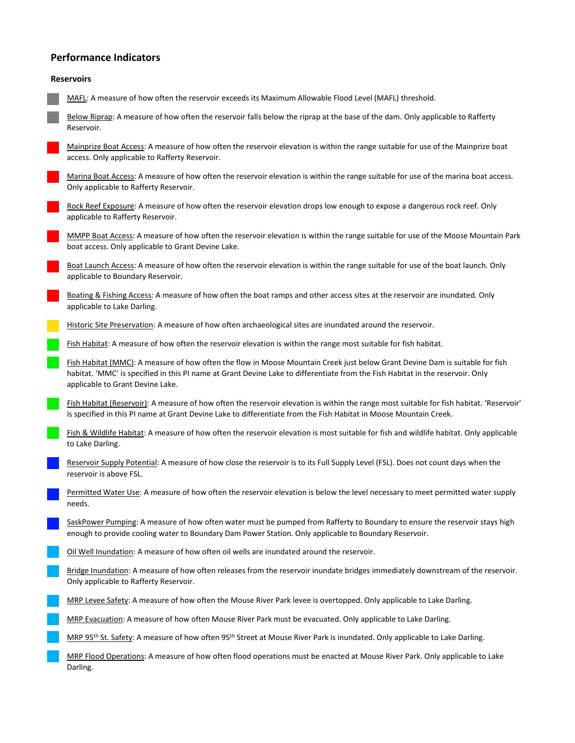## Performance Indicators

### Reservoirs

- MAFL: A measure of how often the reservoir exceeds its Maximum Allowable Flood Level (MAFL) threshold.
- Below Riprap: A measure of how often the reservoir falls below the riprap at the base of the dam. Only applicable to Rafferty Reservoir.
- Mainprize Boat Access: A measure of how often the reservoir elevation is within the range suitable for use of the Mainprize boat access. Only applicable to Rafferty Reservoir.
- Marina Boat Access: A measure of how often the reservoir elevation is within the range suitable for use of the marina boat access. Only applicable to Rafferty Reservoir.
- Rock Reef Exposure: A measure of how often the reservoir elevation drops low enough to expose a dangerous rock reef. Only applicable to Rafferty Reservoir.
- MMPP Boat Access: A measure of how often the reservoir elevation is within the range suitable for use of the Moose Mountain Park boat access. Only applicable to Grant Devine Lake.
- Boat Launch Access: A measure of how often the reservoir elevation is within the range suitable for use of the boat launch. Only applicable to Boundary Reservoir.
- Boating & Fishing Access: A measure of how often the boat ramps and other access sites at the reservoir are inundated. Only applicable to Lake Darling.
- Historic Site Preservation: A measure of how often archaeological sites are inundated around the reservoir.
- Fish Habitat: A measure of how often the reservoir elevation is within the range most suitable for fish habitat.
- Fish Habitat (MMC): A measure of how often the flow in Moose Mountain Creek just below Grant Devine Dam is suitable for fish habitat. 'MMC' is specified in this PI name at Grant Devine Lake to differentiate from the Fish Habitat in the reservoir. Only applicable to Grant Devine Lake.
- Fish Habitat (Reservoir): A measure of how often the reservoir elevation is within the range most suitable for fish habitat. 'Reservoir' is specified in this PI name at Grant Devine Lake to differentiate from the Fish Habitat in Moose Mountain Creek.
- Fish & Wildlife Habitat: A measure of how often the reservoir elevation is most suitable for fish and wildlife habitat. Only applicable to Lake Darling.
- Reservoir Supply Potential: A measure of how close the reservoir is to its Full Supply Level (FSL). Does not count days when the reservoir is above FSL.
- Permitted Water Use: A measure of how often the reservoir elevation is below the level necessary to meet permitted water supply needs.
- SaskPower Pumping: A measure of how often water must be pumped from Rafferty to Boundary to ensure the reservoir stays high enough to provide cooling water to Boundary Dam Power Station. Only applicable to Boundary Reservoir.
- Oil Well Inundation: A measure of how often oil wells are inundated around the reservoir.
- Bridge Inundation: A measure of how often releases from the reservoir inundate bridges immediately downstream of the reservoir. Only applicable to Rafferty Reservoir.
- MRP Levee Safety: A measure of how often the Mouse River Park levee is overtopped. Only applicable to Lake Darling.
- MRP Evacuation: A measure of how often Mouse River Park must be evacuated. Only applicable to Lake Darling.
- MRP 95th St. Safety: A measure of how often 95th Street at Mouse River Park is inundated. Only applicable to Lake Darling.
- MRP Flood Operations: A measure of how often flood operations must be enacted at Mouse River Park. Only applicable to Lake Darling.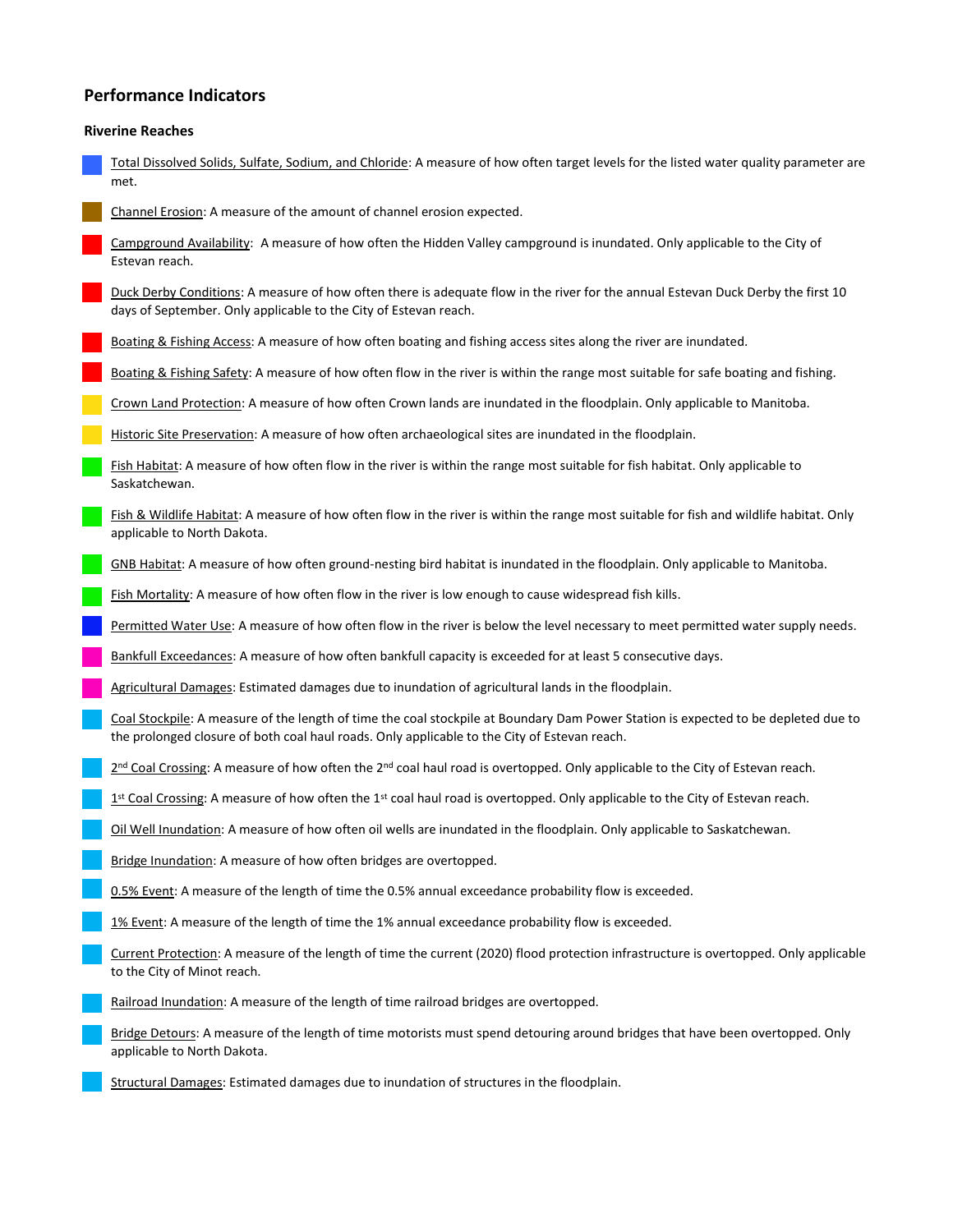## Performance Indicators

### Riverine Reaches

- Total Dissolved Solids, Sulfate, Sodium, and Chloride: A measure of how often target levels for the listed water quality parameter are met.
- Channel Erosion: A measure of the amount of channel erosion expected.
- Campground Availability: A measure of how often the Hidden Valley campground is inundated. Only applicable to the City of Estevan reach.
- Duck Derby Conditions: A measure of how often there is adequate flow in the river for the annual Estevan Duck Derby the first 10 days of September. Only applicable to the City of Estevan reach.
- Boating & Fishing Access: A measure of how often boating and fishing access sites along the river are inundated.
- Boating & Fishing Safety: A measure of how often flow in the river is within the range most suitable for safe boating and fishing.
- Crown Land Protection: A measure of how often Crown lands are inundated in the floodplain. Only applicable to Manitoba.
- Historic Site Preservation: A measure of how often archaeological sites are inundated in the floodplain.
- Fish Habitat: A measure of how often flow in the river is within the range most suitable for fish habitat. Only applicable to Saskatchewan.
- Fish & Wildlife Habitat: A measure of how often flow in the river is within the range most suitable for fish and wildlife habitat. Only applicable to North Dakota.
- GNB Habitat: A measure of how often ground-nesting bird habitat is inundated in the floodplain. Only applicable to Manitoba.
- Fish Mortality: A measure of how often flow in the river is low enough to cause widespread fish kills.
- Permitted Water Use: A measure of how often flow in the river is below the level necessary to meet permitted water supply needs.
- Bankfull Exceedances: A measure of how often bankfull capacity is exceeded for at least 5 consecutive days.
- Agricultural Damages: Estimated damages due to inundation of agricultural lands in the floodplain.
- Coal Stockpile: A measure of the length of time the coal stockpile at Boundary Dam Power Station is expected to be depleted due to the prolonged closure of both coal haul roads. Only applicable to the City of Estevan reach.
- 2nd Coal Crossing: A measure of how often the 2nd coal haul road is overtopped. Only applicable to the City of Estevan reach.
- 1st Coal Crossing: A measure of how often the 1st coal haul road is overtopped. Only applicable to the City of Estevan reach.
- Oil Well Inundation: A measure of how often oil wells are inundated in the floodplain. Only applicable to Saskatchewan.
- Bridge Inundation: A measure of how often bridges are overtopped.
- 0.5% Event: A measure of the length of time the 0.5% annual exceedance probability flow is exceeded.
- 1% Event: A measure of the length of time the 1% annual exceedance probability flow is exceeded.
- Current Protection: A measure of the length of time the current (2020) flood protection infrastructure is overtopped. Only applicable to the City of Minot reach.
- Railroad Inundation: A measure of the length of time railroad bridges are overtopped.
- Bridge Detours: A measure of the length of time motorists must spend detouring around bridges that have been overtopped. Only applicable to North Dakota.
- Structural Damages: Estimated damages due to inundation of structures in the floodplain.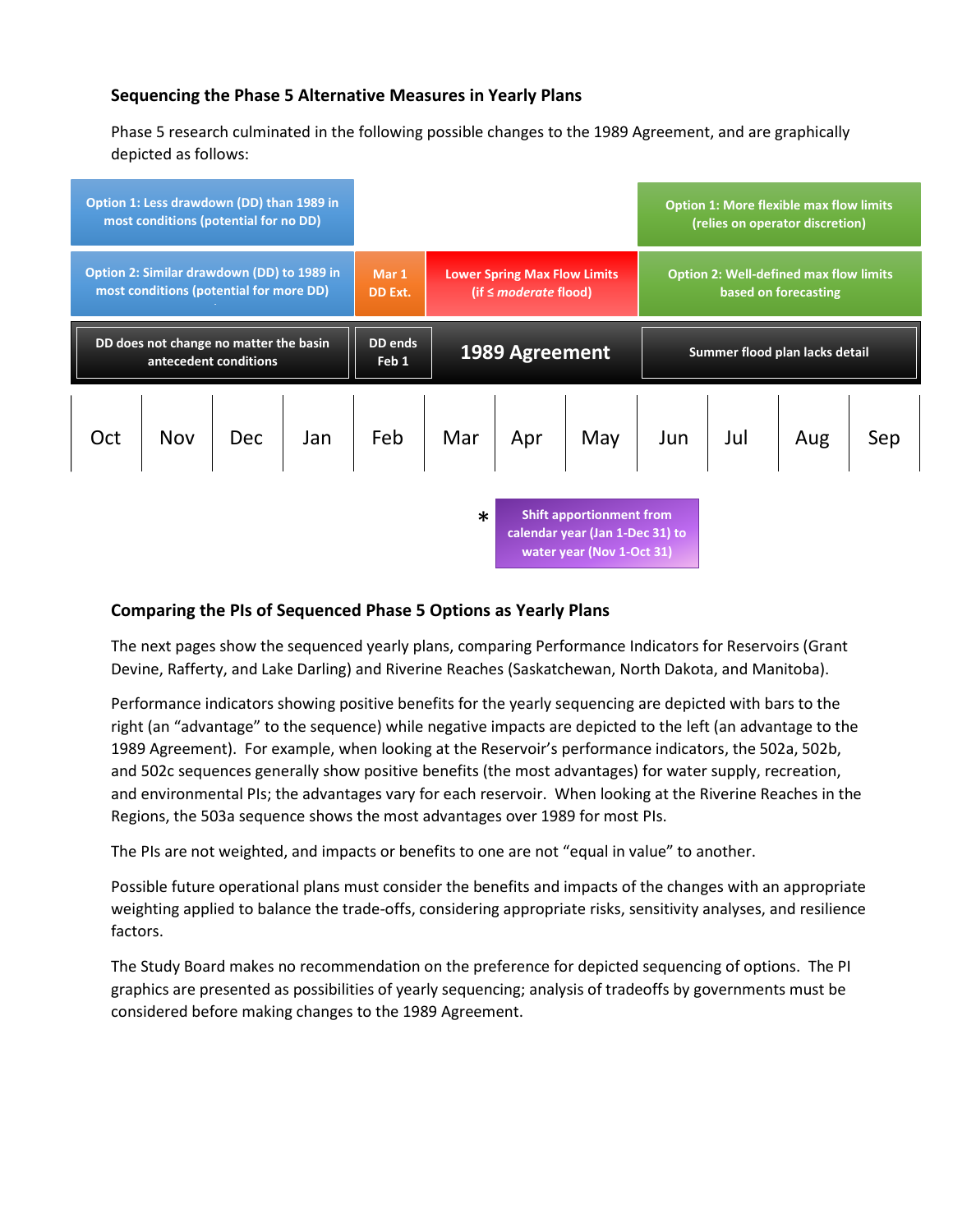### Sequencing the Phase 5 Alternative Measures in Yearly Plans

Phase 5 research culminated in the following possible changes to the 1989 Agreement, and are graphically depicted as follows:

| Oct – Jan | Feb | Mar – May | Jun – Sep |
| --- | --- | --- | --- |
| Option 1: Less drawdown (DD) than 1989 in most conditions (potential for no DD) | | | Option 1: More flexible max flow limits (relies on operator discretion) |
| Option 2: Similar drawdown (DD) to 1989 in most conditions (potential for more DD) | Mar 1 DD Ext. | Lower Spring Max Flow Limits (if ≤ *moderate* flood) | Option 2: Well-defined max flow limits based on forecasting |
| DD does not change no matter the basin antecedent conditions | DD ends Feb 1 | 1989 Agreement | Summer flood plan lacks detail |

| Oct | Nov | Dec | Jan | Feb | Mar | Apr | May | Jun | Jul | Aug | Sep |
| --- | --- | --- | --- | --- | --- | --- | --- | --- | --- | --- | --- |

\* Shift apportionment from calendar year (Jan 1-Dec 31) to water year (Nov 1-Oct 31)

### Comparing the PIs of Sequenced Phase 5 Options as Yearly Plans

The next pages show the sequenced yearly plans, comparing Performance Indicators for Reservoirs (Grant Devine, Rafferty, and Lake Darling) and Riverine Reaches (Saskatchewan, North Dakota, and Manitoba).

Performance indicators showing positive benefits for the yearly sequencing are depicted with bars to the right (an "advantage" to the sequence) while negative impacts are depicted to the left (an advantage to the 1989 Agreement). For example, when looking at the Reservoir's performance indicators, the 502a, 502b, and 502c sequences generally show positive benefits (the most advantages) for water supply, recreation, and environmental PIs; the advantages vary for each reservoir. When looking at the Riverine Reaches in the Regions, the 503a sequence shows the most advantages over 1989 for most PIs.

The PIs are not weighted, and impacts or benefits to one are not "equal in value" to another.

Possible future operational plans must consider the benefits and impacts of the changes with an appropriate weighting applied to balance the trade-offs, considering appropriate risks, sensitivity analyses, and resilience factors.

The Study Board makes no recommendation on the preference for depicted sequencing of options. The PI graphics are presented as possibilities of yearly sequencing; analysis of tradeoffs by governments must be considered before making changes to the 1989 Agreement.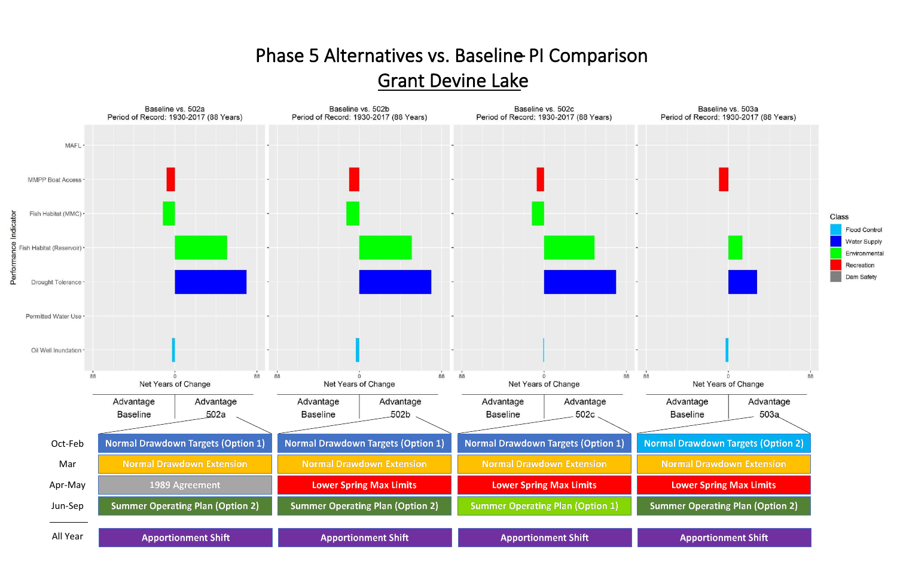# Phase 5 Alternatives vs. Baseline PI Comparison

## Grant Devine Lake

Baseline vs. 502a
Period of Record: 1930-2017 (88 Years)

Baseline vs. 502b
Period of Record: 1930-2017 (88 Years)

Baseline vs. 502c
Period of Record: 1930-2017 (88 Years)

Baseline vs. 503a
Period of Record: 1930-2017 (88 Years)

Performance Indicator: MAFL, MMPP Boat Access, Fish Habitat (MMC), Fish Habitat (Reservoir), Drought Tolerance, Permitted Water Use, Oil Well Inundation

Net Years of Change: 88, 0, 88

Class: Flood Control, Water Supply, Environmental, Recreation, Dam Safety

| | Advantage Baseline / Advantage 502a | Advantage Baseline / Advantage 502b | Advantage Baseline / Advantage 502c | Advantage Baseline / Advantage 503a |
|---|---|---|---|---|
| Oct-Feb | Normal Drawdown Targets (Option 1) | Normal Drawdown Targets (Option 1) | Normal Drawdown Targets (Option 1) | Normal Drawdown Targets (Option 2) |
| Mar | Normal Drawdown Extension | Normal Drawdown Extension | Normal Drawdown Extension | Normal Drawdown Extension |
| Apr-May | 1989 Agreement | Lower Spring Max Limits | Lower Spring Max Limits | Lower Spring Max Limits |
| Jun-Sep | Summer Operating Plan (Option 2) | Summer Operating Plan (Option 2) | Summer Operating Plan (Option 1) | Summer Operating Plan (Option 2) |
| All Year | Apportionment Shift | Apportionment Shift | Apportionment Shift | Apportionment Shift |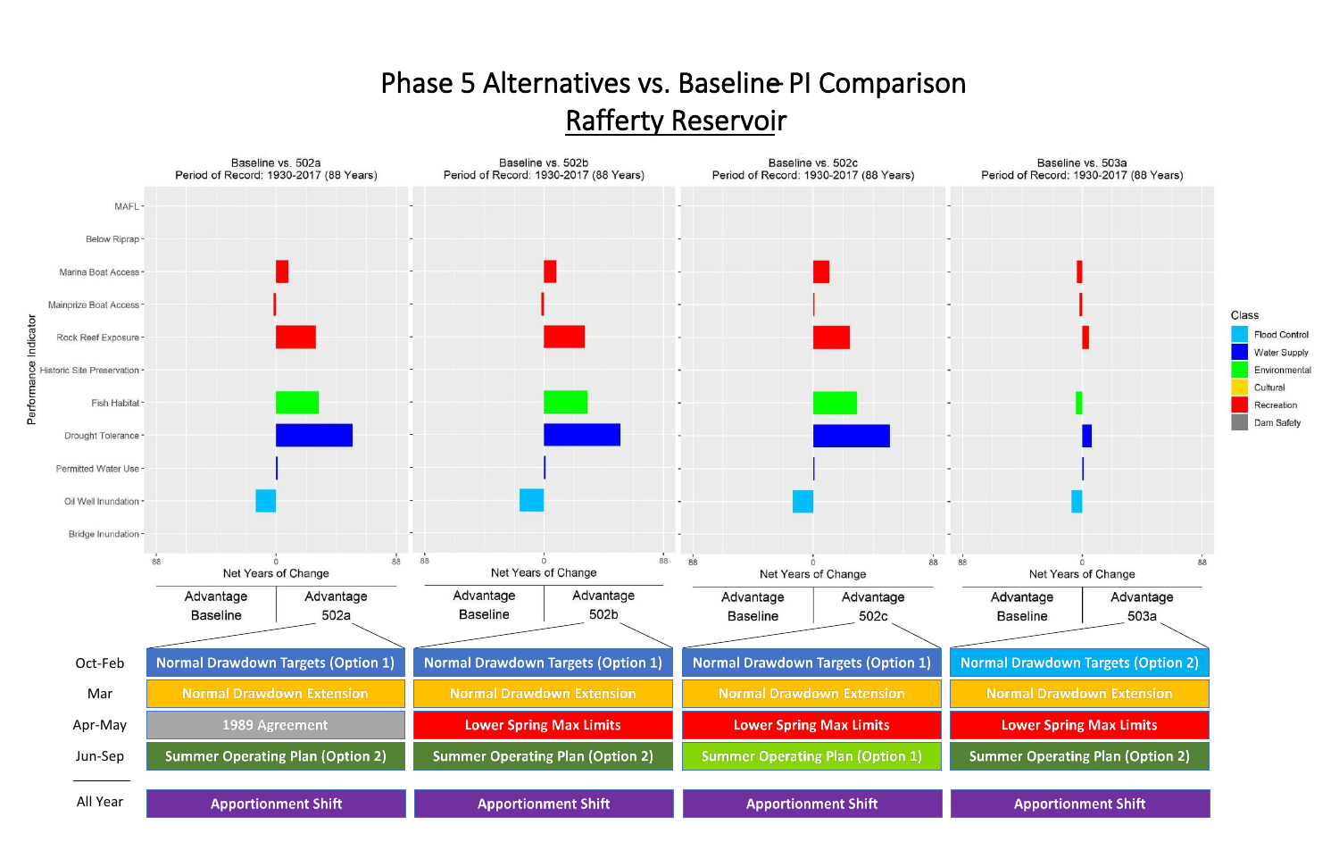# Phase 5 Alternatives vs. Baseline PI Comparison

## Rafferty Reservoir

| | Baseline vs. 502a | Baseline vs. 502b | Baseline vs. 502c | Baseline vs. 503a |
|---|---|---|---|---|
| | Period of Record: 1930-2017 (88 Years) | Period of Record: 1930-2017 (88 Years) | Period of Record: 1930-2017 (88 Years) | Period of Record: 1930-2017 (88 Years) |
| | Advantage Baseline / Advantage 502a | Advantage Baseline / Advantage 502b | Advantage Baseline / Advantage 502c | Advantage Baseline / Advantage 503a |
| Oct-Feb | Normal Drawdown Targets (Option 1) | Normal Drawdown Targets (Option 1) | Normal Drawdown Targets (Option 1) | Normal Drawdown Targets (Option 2) |
| Mar | Normal Drawdown Extension | Normal Drawdown Extension | Normal Drawdown Extension | Normal Drawdown Extension |
| Apr-May | 1989 Agreement | Lower Spring Max Limits | Lower Spring Max Limits | Lower Spring Max Limits |
| Jun-Sep | Summer Operating Plan (Option 2) | Summer Operating Plan (Option 2) | Summer Operating Plan (Option 1) | Summer Operating Plan (Option 2) |
| All Year | Apportionment Shift | Apportionment Shift | Apportionment Shift | Apportionment Shift |

Performance Indicators: MAFL, Below Riprap, Marina Boat Access, Mainprize Boat Access, Rock Reef Exposure, Historic Site Preservation, Fish Habitat, Drought Tolerance, Permitted Water Use, Oil Well Inundation, Bridge Inundation

Net Years of Change (88 – 0 – 88)

Class: Flood Control, Water Supply, Environmental, Cultural, Recreation, Dam Safety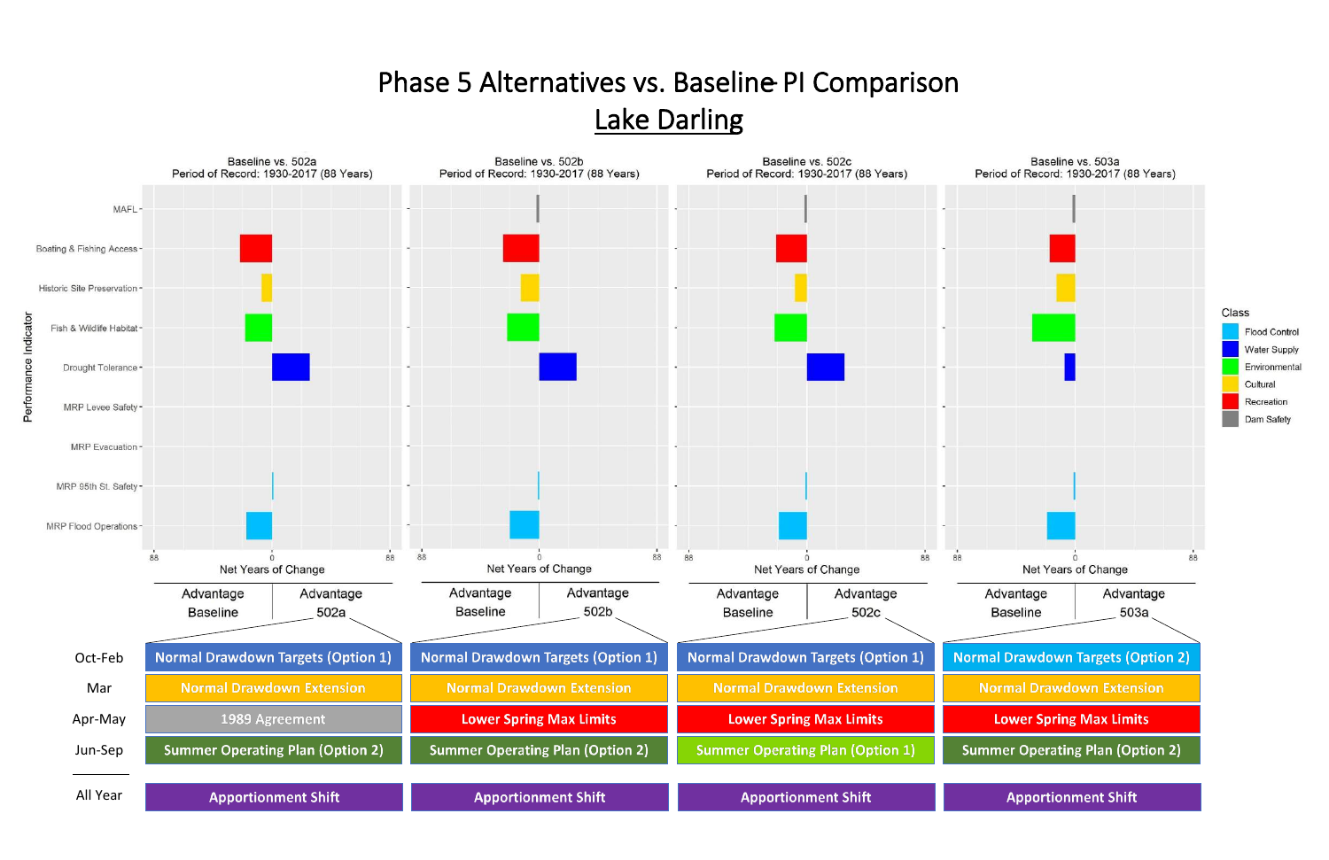# Phase 5 Alternatives vs. Baseline PI Comparison

## Lake Darling

| | Baseline vs. 502a<br>Period of Record: 1930-2017 (88 Years) | Baseline vs. 502b<br>Period of Record: 1930-2017 (88 Years) | Baseline vs. 502c<br>Period of Record: 1930-2017 (88 Years) | Baseline vs. 503a<br>Period of Record: 1930-2017 (88 Years) |
|---|---|---|---|---|
| Performance Indicator (axes) | Net Years of Change (88 – 0 – 88)<br>Advantage Baseline / Advantage 502a | Net Years of Change (88 – 0 – 88)<br>Advantage Baseline / Advantage 502b | Net Years of Change (88 – 0 – 88)<br>Advantage Baseline / Advantage 502c | Net Years of Change (88 – 0 – 88)<br>Advantage Baseline / Advantage 503a |

Performance Indicators: MAFL; Boating & Fishing Access; Historic Site Preservation; Fish & Wildlife Habitat; Drought Tolerance; MRP Levee Safety; MRP Evacuation; MRP 95th St. Safety; MRP Flood Operations

Class: Flood Control; Water Supply; Environmental; Cultural; Recreation; Dam Safety

| | 502a | 502b | 502c | 503a |
|---|---|---|---|---|
| Oct-Feb | Normal Drawdown Targets (Option 1) | Normal Drawdown Targets (Option 1) | Normal Drawdown Targets (Option 1) | Normal Drawdown Targets (Option 2) |
| Mar | Normal Drawdown Extension | Normal Drawdown Extension | Normal Drawdown Extension | Normal Drawdown Extension |
| Apr-May | 1989 Agreement | Lower Spring Max Limits | Lower Spring Max Limits | Lower Spring Max Limits |
| Jun-Sep | Summer Operating Plan (Option 2) | Summer Operating Plan (Option 2) | Summer Operating Plan (Option 1) | Summer Operating Plan (Option 2) |
| All Year | Apportionment Shift | Apportionment Shift | Apportionment Shift | Apportionment Shift |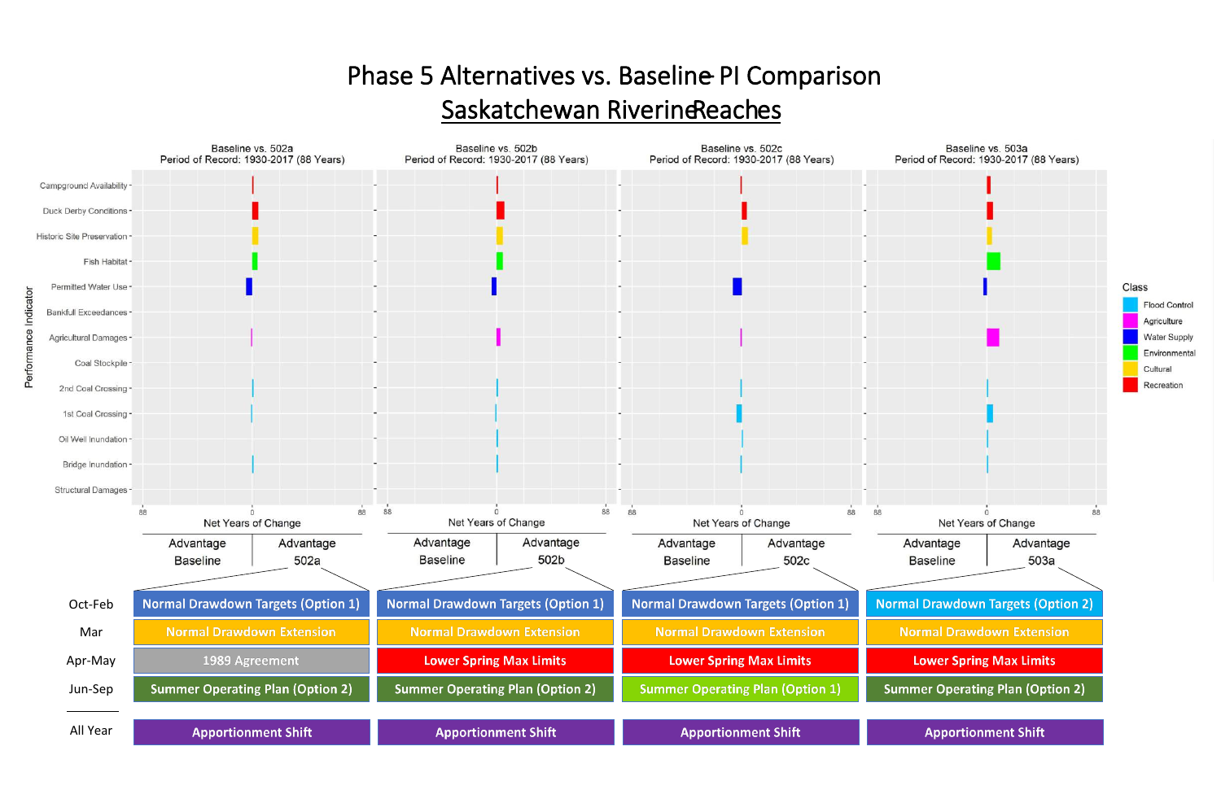# Phase 5 Alternatives vs. Baseline PI Comparison

## Saskatchewan Riverine Reaches

Baseline vs. 502a
Period of Record: 1930-2017 (88 Years)

Baseline vs. 502b
Period of Record: 1930-2017 (88 Years)

Baseline vs. 502c
Period of Record: 1930-2017 (88 Years)

Baseline vs. 503a
Period of Record: 1930-2017 (88 Years)

Performance Indicator: Campground Availability, Duck Derby Conditions, Historic Site Preservation, Fish Habitat, Permitted Water Use, Bankfull Exceedances, Agricultural Damages, Coal Stockpile, 2nd Coal Crossing, 1st Coal Crossing, Oil Well Inundation, Bridge Inundation, Structural Damages

Net Years of Change (88 — 0 — 88)

Class: Flood Control, Agriculture, Water Supply, Environmental, Cultural, Recreation

| | Advantage Baseline / Advantage 502a | Advantage Baseline / Advantage 502b | Advantage Baseline / Advantage 502c | Advantage Baseline / Advantage 503a |
|---|---|---|---|---|
| Oct-Feb | Normal Drawdown Targets (Option 1) | Normal Drawdown Targets (Option 1) | Normal Drawdown Targets (Option 1) | Normal Drawdown Targets (Option 2) |
| Mar | Normal Drawdown Extension | Normal Drawdown Extension | Normal Drawdown Extension | Normal Drawdown Extension |
| Apr-May | 1989 Agreement | Lower Spring Max Limits | Lower Spring Max Limits | Lower Spring Max Limits |
| Jun-Sep | Summer Operating Plan (Option 2) | Summer Operating Plan (Option 2) | Summer Operating Plan (Option 1) | Summer Operating Plan (Option 2) |
| All Year | Apportionment Shift | Apportionment Shift | Apportionment Shift | Apportionment Shift |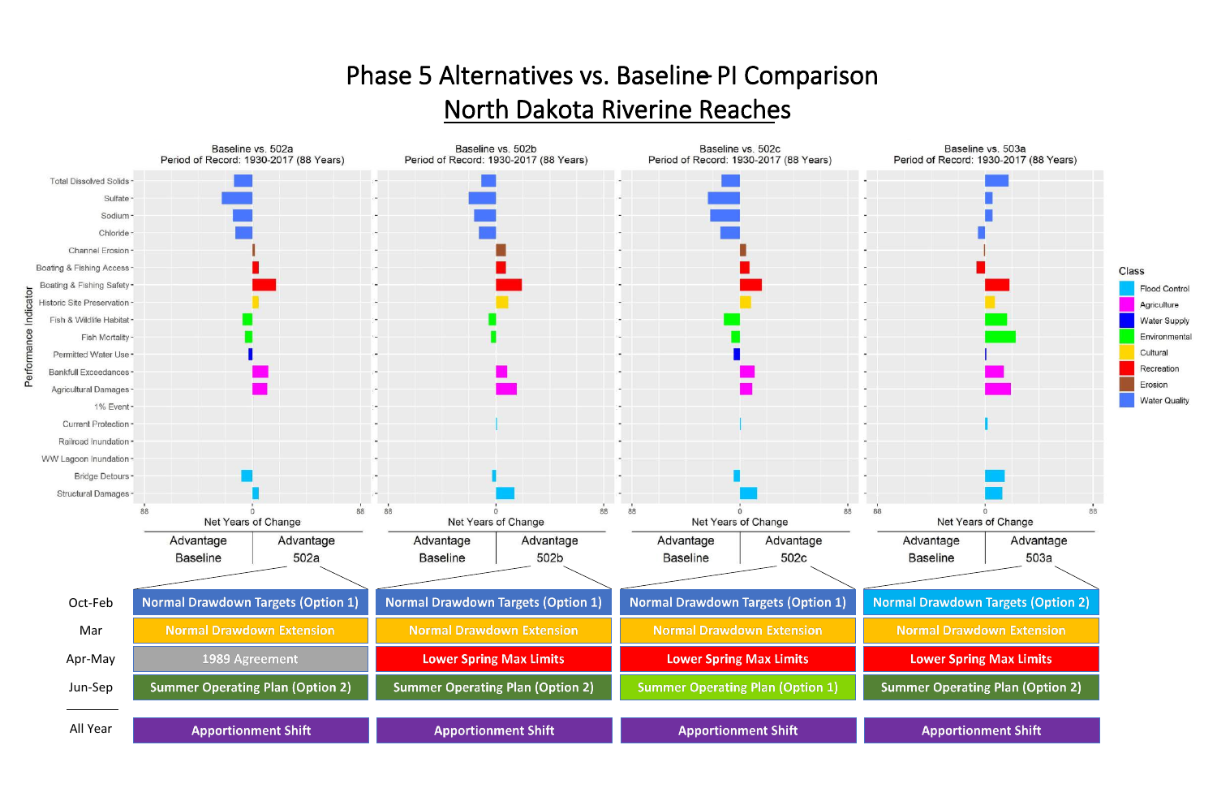# Phase 5 Alternatives vs. Baseline PI Comparison

## North Dakota Riverine Reaches

| | Baseline vs. 502a | Baseline vs. 502b | Baseline vs. 502c | Baseline vs. 503a |
|---|---|---|---|---|
| Oct-Feb | Normal Drawdown Targets (Option 1) | Normal Drawdown Targets (Option 1) | Normal Drawdown Targets (Option 1) | Normal Drawdown Targets (Option 2) |
| Mar | Normal Drawdown Extension | Normal Drawdown Extension | Normal Drawdown Extension | Normal Drawdown Extension |
| Apr-May | 1989 Agreement | Lower Spring Max Limits | Lower Spring Max Limits | Lower Spring Max Limits |
| Jun-Sep | Summer Operating Plan (Option 2) | Summer Operating Plan (Option 2) | Summer Operating Plan (Option 1) | Summer Operating Plan (Option 2) |
| All Year | Apportionment Shift | Apportionment Shift | Apportionment Shift | Apportionment Shift |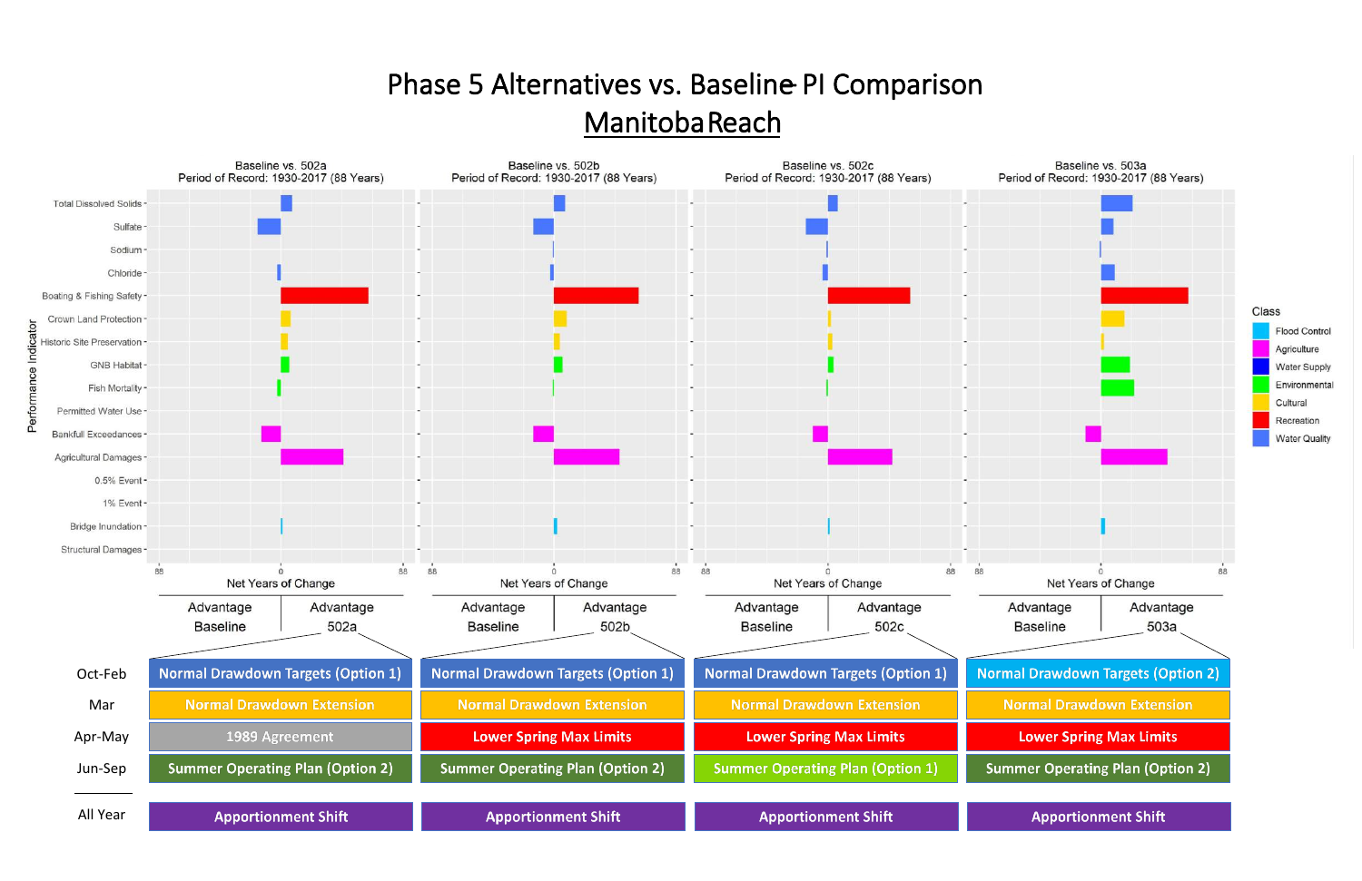# Phase 5 Alternatives vs. Baseline PI Comparison

## Manitoba Reach

Baseline vs. 502a
Period of Record: 1930-2017 (88 Years)

Baseline vs. 502b
Period of Record: 1930-2017 (88 Years)

Baseline vs. 502c
Period of Record: 1930-2017 (88 Years)

Baseline vs. 503a
Period of Record: 1930-2017 (88 Years)

Performance Indicator

Total Dissolved Solids
Sulfate
Sodium
Chloride
Boating & Fishing Safety
Crown Land Protection
Historic Site Preservation
GNB Habitat
Fish Mortality
Permitted Water Use
Bankfull Exceedances
Agricultural Damages
0.5% Event
1% Event
Bridge Inundation
Structural Damages

88 0 88

Net Years of Change

Advantage Baseline | Advantage 502a

Advantage Baseline | Advantage 502b

Advantage Baseline | Advantage 502c

Advantage Baseline | Advantage 503a

Class
Flood Control
Agriculture
Water Supply
Environmental
Cultural
Recreation
Water Quality

| | 502a | 502b | 502c | 503a |
|---|---|---|---|---|
| Oct-Feb | Normal Drawdown Targets (Option 1) | Normal Drawdown Targets (Option 1) | Normal Drawdown Targets (Option 1) | Normal Drawdown Targets (Option 2) |
| Mar | Normal Drawdown Extension | Normal Drawdown Extension | Normal Drawdown Extension | Normal Drawdown Extension |
| Apr-May | 1989 Agreement | Lower Spring Max Limits | Lower Spring Max Limits | Lower Spring Max Limits |
| Jun-Sep | Summer Operating Plan (Option 2) | Summer Operating Plan (Option 2) | Summer Operating Plan (Option 1) | Summer Operating Plan (Option 2) |
| All Year | Apportionment Shift | Apportionment Shift | Apportionment Shift | Apportionment Shift |